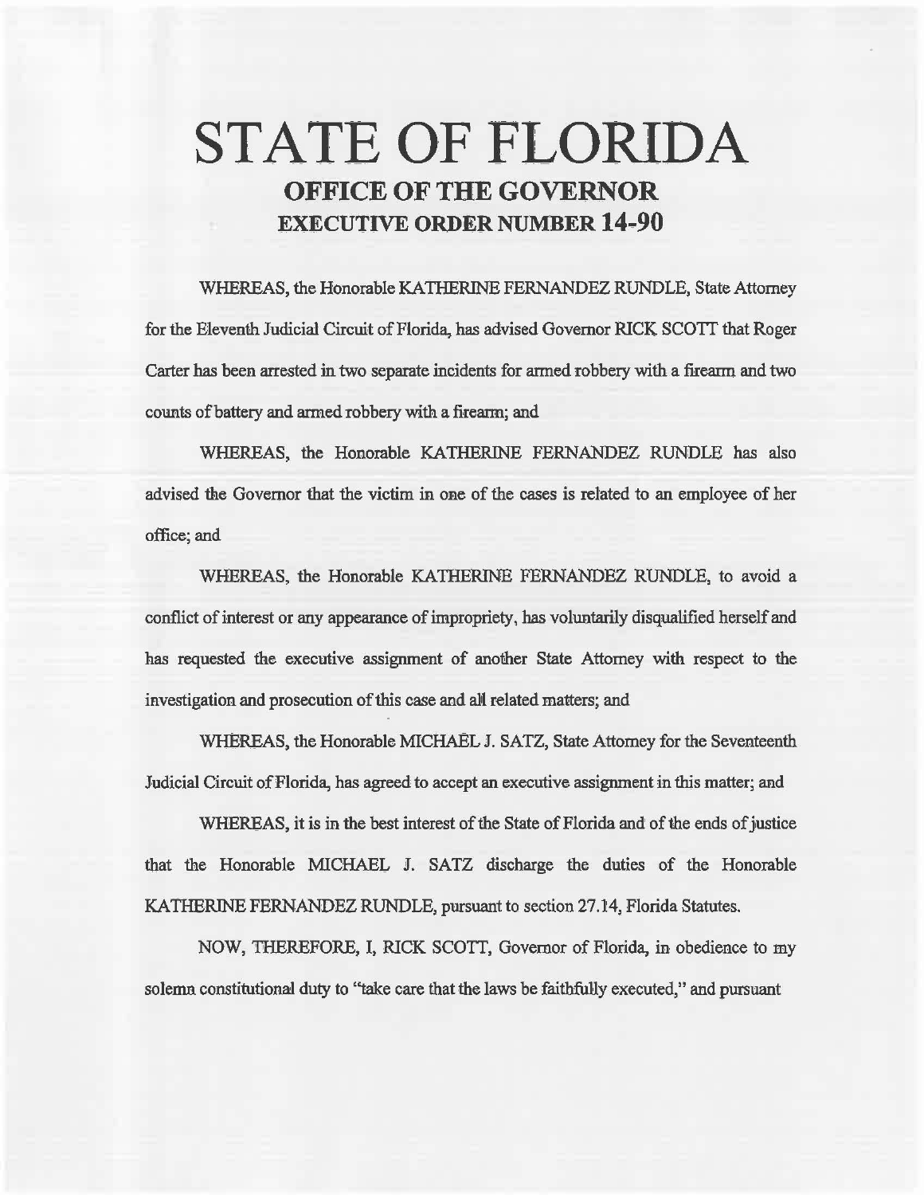# STATE OF FLORIDA

## OFFICE OF THE GOVERNOR

## EXECUTIVE ORDER NUMBER 14-90

WHEREAS, the Honorable KATHERINE FERNANDEZ RUNDLE, State Attorney for the Eleventh Judicial Circuit of Florida, has advised Governor RICK SCOTT that Roger Carter has been arrested in two separate incidents for armed robbery with a firearm and two counts of battery and armed robbery with a firearm; and

WHEREAS, the Honorable KATHERINE FERNANDEZ RUNDLE has also advised the Governor that the victim in one of the cases is related to an employee of her office; and

WHEREAS, the Honorable KATHERINE FERNANDEZ RUNDLE, to avoid a conflict of interest or any appearance of impropriety, has voluntarily disqualified herself and has requested the executive assignment of another State Attorney with respect to the investigation and prosecution of this case and all related matters; and

WHEREAS, the Honorable MICHAEL J. SATZ, State Attorney for the Seventeenth Judicial Circuit of Florida, has agreed to accept an executive assignment in this matter; and

WHEREAS, it is in the best interest of the State of Florida and of the ends of justice that the Honorable MICHAEL J. SATZ discharge the duties of the Honorable KATHERINE FERNANDEZ RUNDLE, pursuant to section 27.14, Florida Statutes.

NOW, THEREFORE, I, RICK SCOTT, Governor of Florida, in obedience to my solemn constitutional duty to "take care that the laws be faithfully executed," and pursuant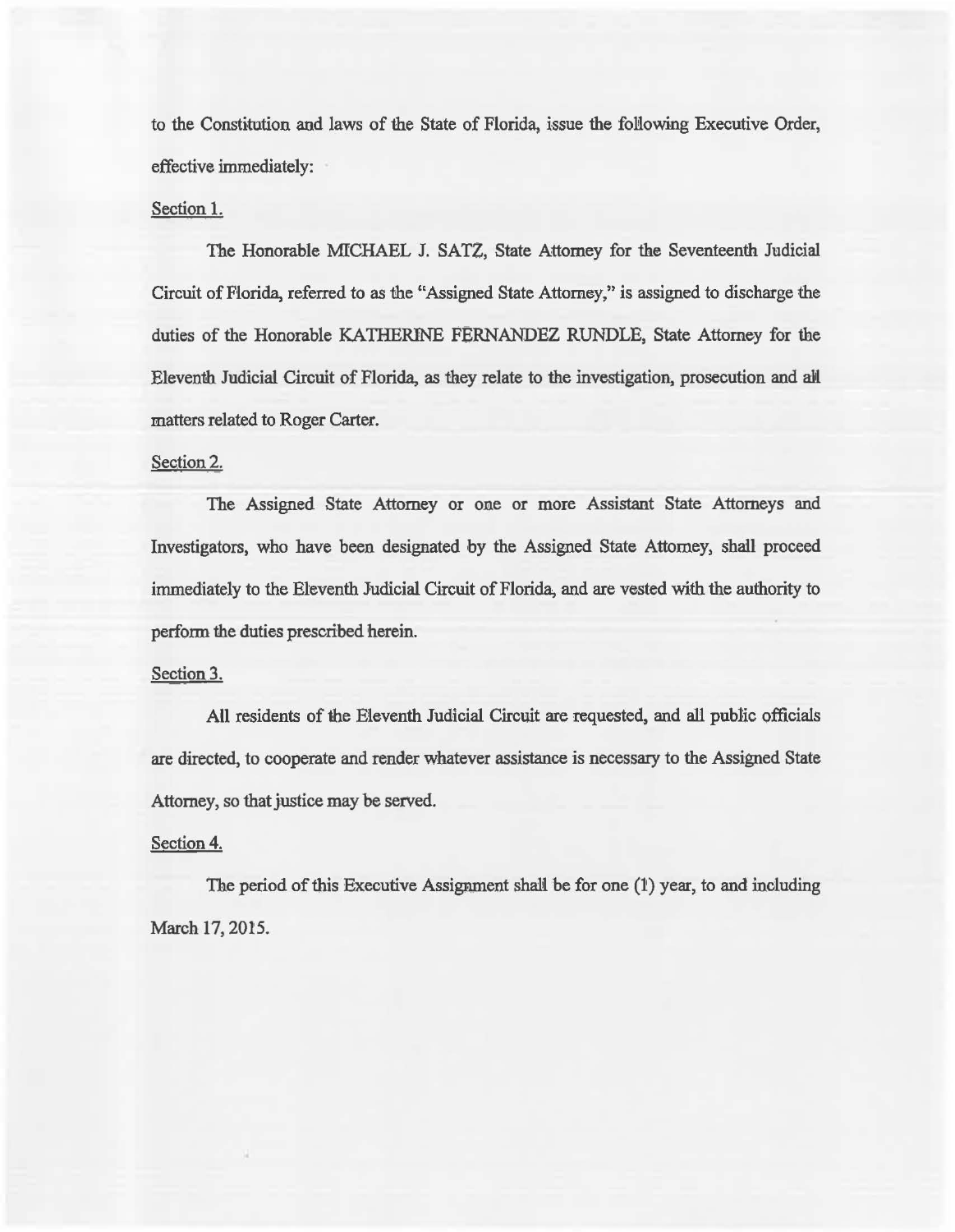to the Constitution and laws of the State of Florida, issue the following Executive Order, effective immediately:

Section 1.

The Honorable MICHAEL J. SATZ, State Attorney for the Seventeenth Judicial Circuit of Florida, referred to as the "Assigned State Attorney," is assigned to discharge the duties of the Honorable KATHERINE FERNANDEZ RUNDLE, State Attorney for the Eleventh Judicial Circuit of Florida, as they relate to the investigation, prosecution and all matters related to Roger Carter.

Section 2.

The Assigned State Attorney or one or more Assistant State Attorneys and Investigators, who have been designated by the Assigned State Attorney, shall proceed immediately to the Eleventh Judicial Circuit of Florida, and are vested with the authority to perform the duties prescribed herein.

Section 3.

All residents of the Eleventh Judicial Circuit are requested, and all public officials are directed, to cooperate and render whatever assistance is necessary to the Assigned State Attorney, so that justice may be served.

Section 4.

The period of this Executive Assignment shall be for one (1) year, to and including March 17, 2015.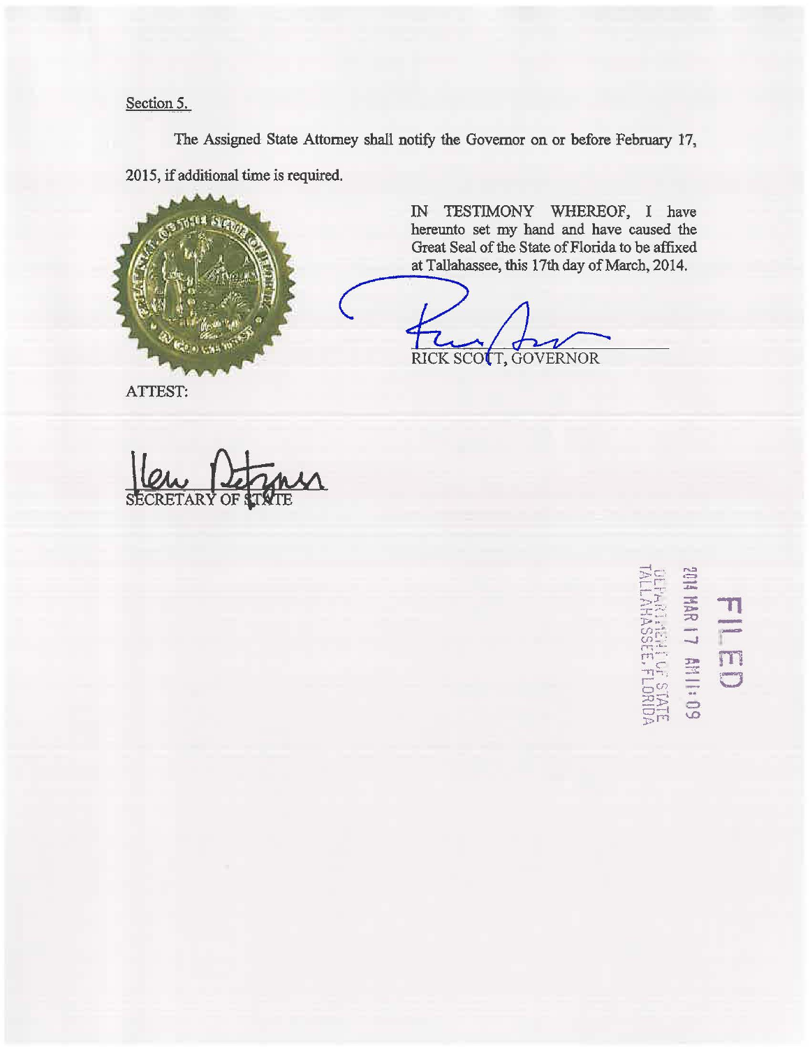Section 5.

The Assigned State Attorney shall notify the Governor on or before February 17, 2015, if additional time is required.

IN TESTIMONY WHEREOF, I have hereunto set my hand and have caused the Great Seal of the State of Florida to be affixed at Tallahassee, this 17th day of March, 2014.

RICK SCOTT, GOVERNOR

ATTEST:

SECRETARY OF STATE

FILED

2014 MAR 17 AM 11:09

DEPARTMENT OF STATE
TALLAHASSEE, FLORIDA